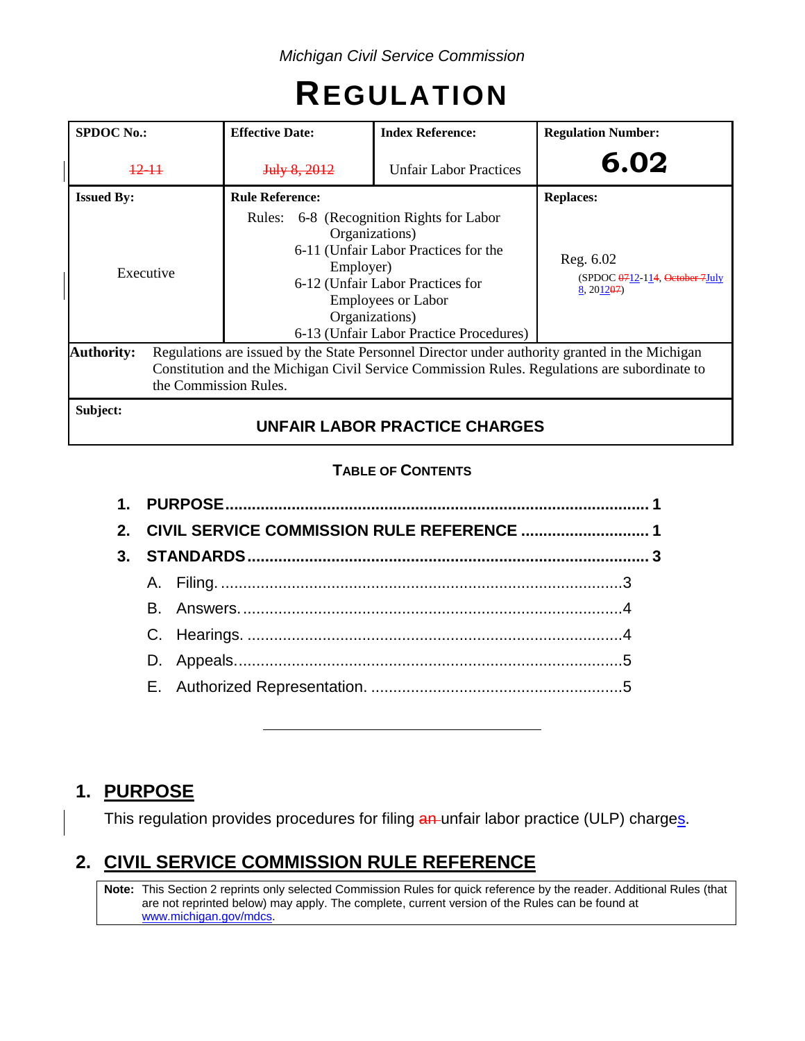Michigan Civil Service Commission

# REGULATION

| SPDOC No.: | Effective Date: | Index Reference: | Regulation Number: |
|---|---|---|---|
| 12-11 | July 8, 2012 | Unfair Labor Practices | 6.02 |
| **Issued By:** | **Rule Reference:** | | **Replaces:** |
| Executive | Rules: 6-8 (Recognition Rights for Labor Organizations)<br>6-11 (Unfair Labor Practices for the Employer)<br>6-12 (Unfair Labor Practices for Employees or Labor Organizations)<br>6-13 (Unfair Labor Practice Procedures) | | Reg. 6.02<br>(SPDOC 0712-114, October 7July 8, 201207) |

**Authority:** Regulations are issued by the State Personnel Director under authority granted in the Michigan Constitution and the Michigan Civil Service Commission Rules. Regulations are subordinate to the Commission Rules.

**Subject:**

**UNFAIR LABOR PRACTICE CHARGES**

### TABLE OF CONTENTS

1. PURPOSE ..... 1
2. CIVIL SERVICE COMMISSION RULE REFERENCE ..... 1
3. STANDARDS ..... 3
   - A. Filing. ..... 3
   - B. Answers. ..... 4
   - C. Hearings. ..... 4
   - D. Appeals. ..... 5
   - E. Authorized Representation. ..... 5

---

## 1. PURPOSE

This regulation provides procedures for filing an unfair labor practice (ULP) charges.

## 2. CIVIL SERVICE COMMISSION RULE REFERENCE

**Note:** This Section 2 reprints only selected Commission Rules for quick reference by the reader. Additional Rules (that are not reprinted below) may apply. The complete, current version of the Rules can be found at www.michigan.gov/mdcs.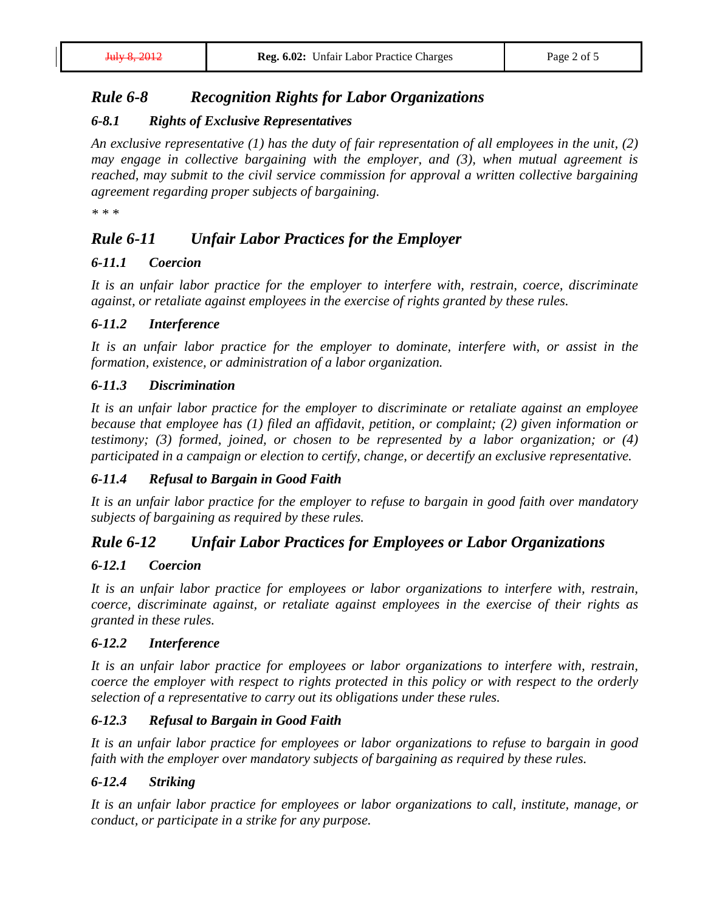## *Rule 6-8 Recognition Rights for Labor Organizations*

### *6-8.1 Rights of Exclusive Representatives*

*An exclusive representative (1) has the duty of fair representation of all employees in the unit, (2) may engage in collective bargaining with the employer, and (3), when mutual agreement is reached, may submit to the civil service commission for approval a written collective bargaining agreement regarding proper subjects of bargaining.*

*\* \* \**

## *Rule 6-11 Unfair Labor Practices for the Employer*

### *6-11.1 Coercion*

*It is an unfair labor practice for the employer to interfere with, restrain, coerce, discriminate against, or retaliate against employees in the exercise of rights granted by these rules.*

### *6-11.2 Interference*

*It is an unfair labor practice for the employer to dominate, interfere with, or assist in the formation, existence, or administration of a labor organization.*

### *6-11.3 Discrimination*

*It is an unfair labor practice for the employer to discriminate or retaliate against an employee because that employee has (1) filed an affidavit, petition, or complaint; (2) given information or testimony; (3) formed, joined, or chosen to be represented by a labor organization; or (4) participated in a campaign or election to certify, change, or decertify an exclusive representative.*

### *6-11.4 Refusal to Bargain in Good Faith*

*It is an unfair labor practice for the employer to refuse to bargain in good faith over mandatory subjects of bargaining as required by these rules.*

## *Rule 6-12 Unfair Labor Practices for Employees or Labor Organizations*

### *6-12.1 Coercion*

*It is an unfair labor practice for employees or labor organizations to interfere with, restrain, coerce, discriminate against, or retaliate against employees in the exercise of their rights as granted in these rules.*

### *6-12.2 Interference*

*It is an unfair labor practice for employees or labor organizations to interfere with, restrain, coerce the employer with respect to rights protected in this policy or with respect to the orderly selection of a representative to carry out its obligations under these rules.*

### *6-12.3 Refusal to Bargain in Good Faith*

*It is an unfair labor practice for employees or labor organizations to refuse to bargain in good faith with the employer over mandatory subjects of bargaining as required by these rules.*

### *6-12.4 Striking*

*It is an unfair labor practice for employees or labor organizations to call, institute, manage, or conduct, or participate in a strike for any purpose.*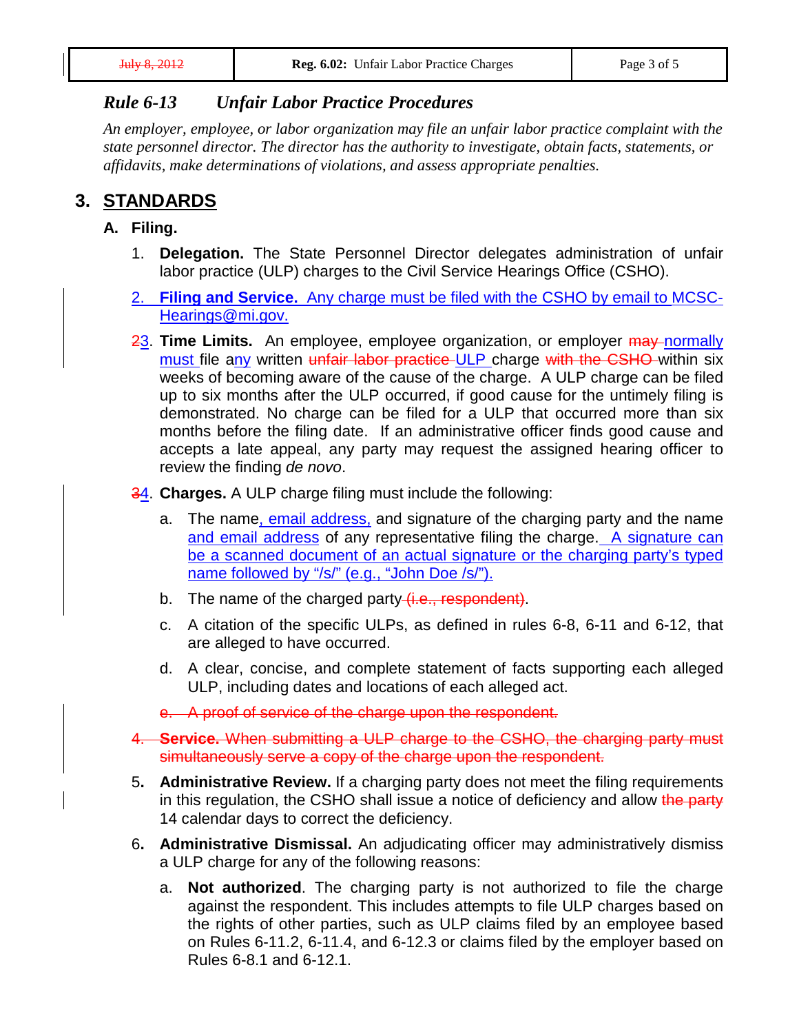## *Rule 6-13 Unfair Labor Practice Procedures*

*An employer, employee, or labor organization may file an unfair labor practice complaint with the state personnel director. The director has the authority to investigate, obtain facts, statements, or affidavits, make determinations of violations, and assess appropriate penalties.*

# 3. STANDARDS

## A. Filing.

1. **Delegation.** The State Personnel Director delegates administration of unfair labor practice (ULP) charges to the Civil Service Hearings Office (CSHO).

2. **Filing and Service.** Any charge must be filed with the CSHO by email to MCSC-Hearings@mi.gov.

~~2~~3. **Time Limits.** An employee, employee organization, or employer ~~may~~ normally must file ~~a~~any written ~~unfair labor practice~~ ULP charge ~~with the CSHO~~ within six weeks of becoming aware of the cause of the charge. A ULP charge can be filed up to six months after the ULP occurred, if good cause for the untimely filing is demonstrated. No charge can be filed for a ULP that occurred more than six months before the filing date. If an administrative officer finds good cause and accepts a late appeal, any party may request the assigned hearing officer to review the finding *de novo*.

~~3~~4. **Charges.** A ULP charge filing must include the following:

   a. The name, email address, and signature of the charging party and the name and email address of any representative filing the charge. A signature can be a scanned document of an actual signature or the charging party's typed name followed by "/s/" (e.g., "John Doe /s/").

   b. The name of the charged party ~~(i.e., respondent)~~.

   c. A citation of the specific ULPs, as defined in rules 6-8, 6-11 and 6-12, that are alleged to have occurred.

   d. A clear, concise, and complete statement of facts supporting each alleged ULP, including dates and locations of each alleged act.

   ~~e. A proof of service of the charge upon the respondent.~~

~~4. **Service.** When submitting a ULP charge to the CSHO, the charging party must simultaneously serve a copy of the charge upon the respondent.~~

5. **Administrative Review.** If a charging party does not meet the filing requirements in this regulation, the CSHO shall issue a notice of deficiency and allow ~~the party~~ 14 calendar days to correct the deficiency.

6. **Administrative Dismissal.** An adjudicating officer may administratively dismiss a ULP charge for any of the following reasons:

   a. **Not authorized**. The charging party is not authorized to file the charge against the respondent. This includes attempts to file ULP charges based on the rights of other parties, such as ULP claims filed by an employee based on Rules 6-11.2, 6-11.4, and 6-12.3 or claims filed by the employer based on Rules 6-8.1 and 6-12.1.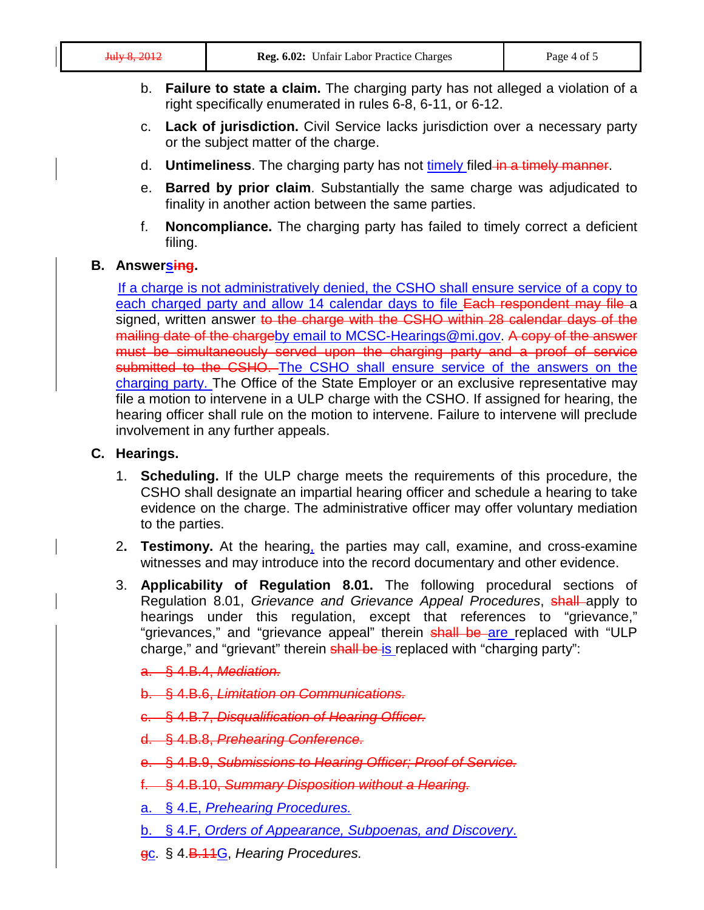b. **Failure to state a claim.** The charging party has not alleged a violation of a right specifically enumerated in rules 6-8, 6-11, or 6-12.

c. **Lack of jurisdiction.** Civil Service lacks jurisdiction over a necessary party or the subject matter of the charge.

d. **Untimeliness**. The charging party has not timely filed ~~in a timely manner~~.

e. **Barred by prior claim**. Substantially the same charge was adjudicated to finality in another action between the same parties.

f. **Noncompliance.** The charging party has failed to timely correct a deficient filing.

**B. Answer~~ing~~s.**

If a charge is not administratively denied, the CSHO shall ensure service of a copy to each charged party and allow 14 calendar days to file ~~Each respondent may file~~ a signed, written answer ~~to the charge with the CSHO within 28 calendar days of the mailing date of the charge~~by email to MCSC-Hearings@mi.gov. ~~A copy of the answer must be simultaneously served upon the charging party and a proof of service submitted to the CSHO.~~ The CSHO shall ensure service of the answers on the charging party. The Office of the State Employer or an exclusive representative may file a motion to intervene in a ULP charge with the CSHO. If assigned for hearing, the hearing officer shall rule on the motion to intervene. Failure to intervene will preclude involvement in any further appeals.

**C. Hearings.**

1. **Scheduling.** If the ULP charge meets the requirements of this procedure, the CSHO shall designate an impartial hearing officer and schedule a hearing to take evidence on the charge. The administrative officer may offer voluntary mediation to the parties.

2. **Testimony.** At the hearing, the parties may call, examine, and cross-examine witnesses and may introduce into the record documentary and other evidence.

3. **Applicability of Regulation 8.01.** The following procedural sections of Regulation 8.01, *Grievance and Grievance Appeal Procedures*, ~~shall~~ apply to hearings under this regulation, except that references to "grievance," "grievances," and "grievance appeal" therein ~~shall be~~ are replaced with "ULP charge," and "grievant" therein ~~shall be~~ is replaced with "charging party":

   ~~a. § 4.B.4, *Mediation.*~~

   ~~b. § 4.B.6, *Limitation on Communications.*~~

   ~~c. § 4.B.7, *Disqualification of Hearing Officer.*~~

   ~~d. § 4.B.8, *Prehearing Conference.*~~

   ~~e. § 4.B.9, *Submissions to Hearing Officer; Proof of Service.*~~

   ~~f. § 4.B.10, *Summary Disposition without a Hearing.*~~

   a. § 4.E, *Prehearing Procedures.*

   b. § 4.F, *Orders of Appearance, Subpoenas, and Discovery*.

   ~~g~~c. § 4.~~B.11~~G, *Hearing Procedures.*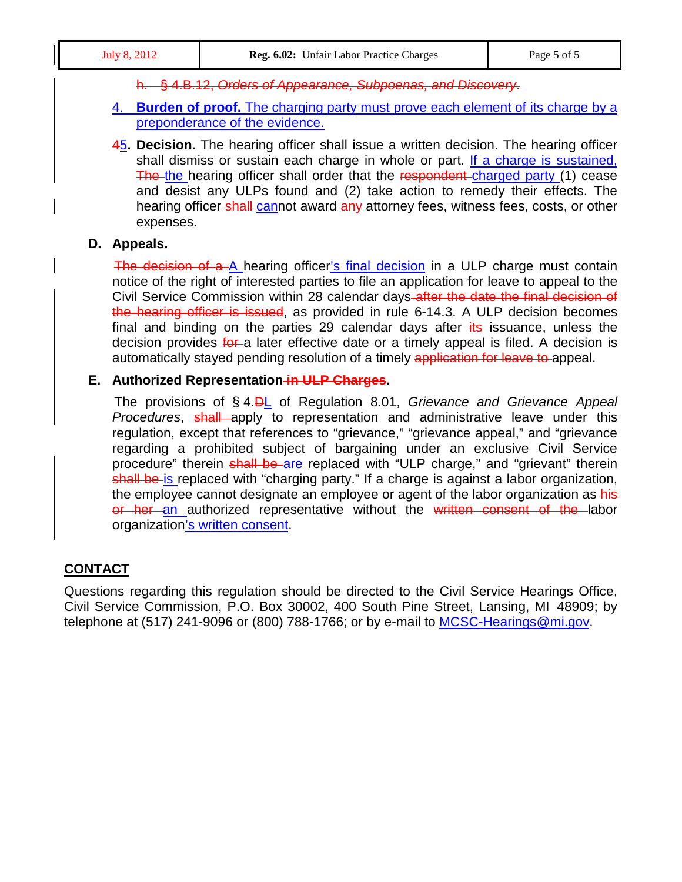~~h. § 4.B.12, *Orders of Appearance, Subpoenas, and Discovery*.~~

4. **Burden of proof.** The charging party must prove each element of its charge by a preponderance of the evidence.

~~4~~5. **Decision.** The hearing officer shall issue a written decision. The hearing officer shall dismiss or sustain each charge in whole or part. If a charge is sustained, ~~The~~ the hearing officer shall order that the ~~respondent~~ charged party (1) cease and desist any ULPs found and (2) take action to remedy their effects. The hearing officer ~~shall~~ cannot award ~~any~~ attorney fees, witness fees, costs, or other expenses.

**D. Appeals.**

~~The decision of a~~ A hearing officer's final decision in a ULP charge must contain notice of the right of interested parties to file an application for leave to appeal to the Civil Service Commission within 28 calendar days ~~after the date the final decision of the hearing officer is issued~~, as provided in rule 6-14.3. A ULP decision becomes final and binding on the parties 29 calendar days after ~~its~~ issuance, unless the decision provides ~~for~~ a later effective date or a timely appeal is filed. A decision is automatically stayed pending resolution of a timely ~~application for leave to~~ appeal.

**E. Authorized Representation ~~in ULP Charges~~.**

The provisions of § 4.~~D~~L of Regulation 8.01, *Grievance and Grievance Appeal Procedures*, ~~shall~~ apply to representation and administrative leave under this regulation, except that references to "grievance," "grievance appeal," and "grievance regarding a prohibited subject of bargaining under an exclusive Civil Service procedure" therein ~~shall be~~ are replaced with "ULP charge," and "grievant" therein ~~shall be~~ is replaced with "charging party." If a charge is against a labor organization, the employee cannot designate an employee or agent of the labor organization as ~~his or her~~ an authorized representative without the ~~written consent of the~~ labor organization's written consent.

## CONTACT

Questions regarding this regulation should be directed to the Civil Service Hearings Office, Civil Service Commission, P.O. Box 30002, 400 South Pine Street, Lansing, MI 48909; by telephone at (517) 241-9096 or (800) 788-1766; or by e-mail to MCSC-Hearings@mi.gov.